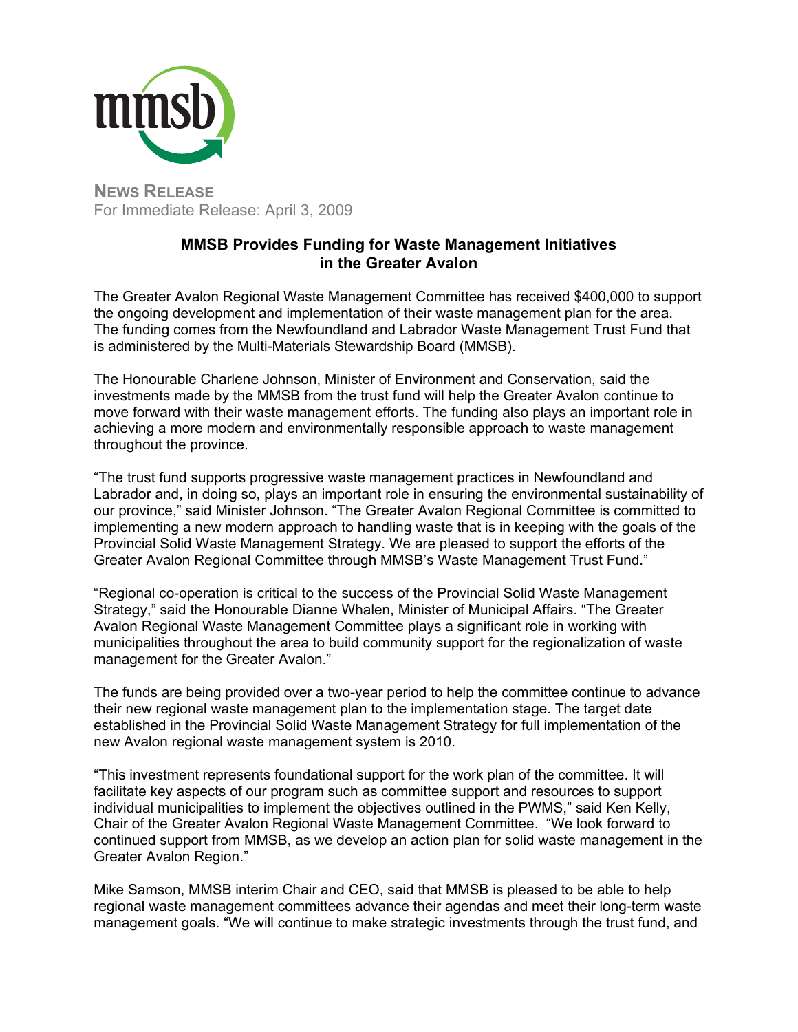mmsb

**NEWS RELEASE**
For Immediate Release: April 3, 2009

## MMSB Provides Funding for Waste Management Initiatives in the Greater Avalon

The Greater Avalon Regional Waste Management Committee has received $400,000 to support the ongoing development and implementation of their waste management plan for the area. The funding comes from the Newfoundland and Labrador Waste Management Trust Fund that is administered by the Multi-Materials Stewardship Board (MMSB).

The Honourable Charlene Johnson, Minister of Environment and Conservation, said the investments made by the MMSB from the trust fund will help the Greater Avalon continue to move forward with their waste management efforts. The funding also plays an important role in achieving a more modern and environmentally responsible approach to waste management throughout the province.

"The trust fund supports progressive waste management practices in Newfoundland and Labrador and, in doing so, plays an important role in ensuring the environmental sustainability of our province," said Minister Johnson. "The Greater Avalon Regional Committee is committed to implementing a new modern approach to handling waste that is in keeping with the goals of the Provincial Solid Waste Management Strategy. We are pleased to support the efforts of the Greater Avalon Regional Committee through MMSB's Waste Management Trust Fund."

"Regional co-operation is critical to the success of the Provincial Solid Waste Management Strategy," said the Honourable Dianne Whalen, Minister of Municipal Affairs. "The Greater Avalon Regional Waste Management Committee plays a significant role in working with municipalities throughout the area to build community support for the regionalization of waste management for the Greater Avalon."

The funds are being provided over a two-year period to help the committee continue to advance their new regional waste management plan to the implementation stage. The target date established in the Provincial Solid Waste Management Strategy for full implementation of the new Avalon regional waste management system is 2010.

"This investment represents foundational support for the work plan of the committee. It will facilitate key aspects of our program such as committee support and resources to support individual municipalities to implement the objectives outlined in the PWMS," said Ken Kelly, Chair of the Greater Avalon Regional Waste Management Committee. "We look forward to continued support from MMSB, as we develop an action plan for solid waste management in the Greater Avalon Region."

Mike Samson, MMSB interim Chair and CEO, said that MMSB is pleased to be able to help regional waste management committees advance their agendas and meet their long-term waste management goals. "We will continue to make strategic investments through the trust fund, and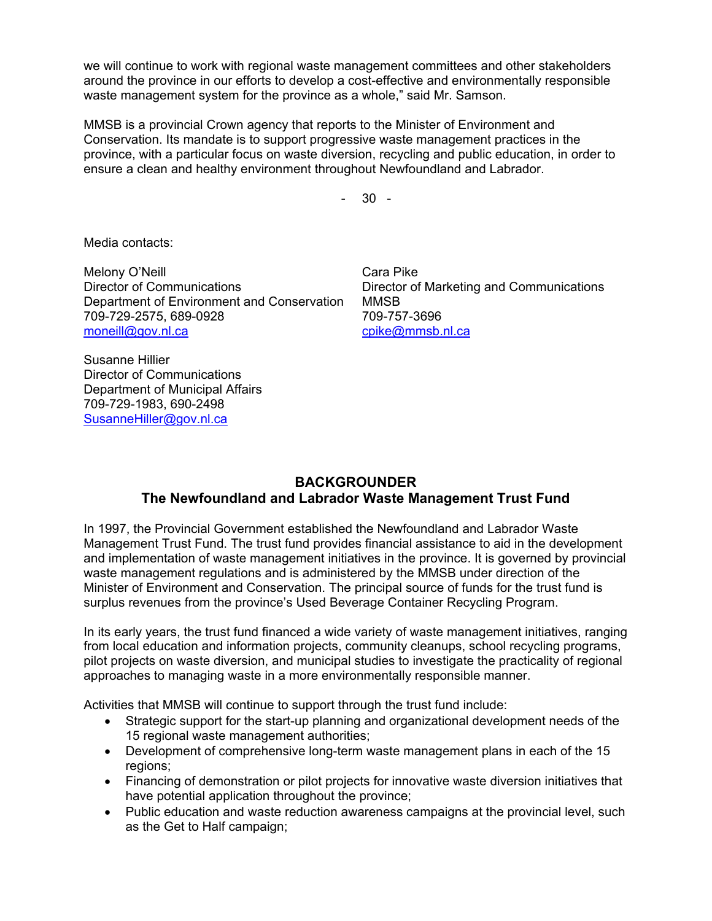we will continue to work with regional waste management committees and other stakeholders around the province in our efforts to develop a cost-effective and environmentally responsible waste management system for the province as a whole," said Mr. Samson.

MMSB is a provincial Crown agency that reports to the Minister of Environment and Conservation. Its mandate is to support progressive waste management practices in the province, with a particular focus on waste diversion, recycling and public education, in order to ensure a clean and healthy environment throughout Newfoundland and Labrador.

\- 30 -

Media contacts:

Melony O'Neill
Director of Communications
Department of Environment and Conservation
709-729-2575, 689-0928
moneill@gov.nl.ca

Cara Pike
Director of Marketing and Communications
MMSB
709-757-3696
cpike@mmsb.nl.ca

Susanne Hillier
Director of Communications
Department of Municipal Affairs
709-729-1983, 690-2498
SusanneHiller@gov.nl.ca

## BACKGROUNDER
## The Newfoundland and Labrador Waste Management Trust Fund

In 1997, the Provincial Government established the Newfoundland and Labrador Waste Management Trust Fund. The trust fund provides financial assistance to aid in the development and implementation of waste management initiatives in the province. It is governed by provincial waste management regulations and is administered by the MMSB under direction of the Minister of Environment and Conservation. The principal source of funds for the trust fund is surplus revenues from the province's Used Beverage Container Recycling Program.

In its early years, the trust fund financed a wide variety of waste management initiatives, ranging from local education and information projects, community cleanups, school recycling programs, pilot projects on waste diversion, and municipal studies to investigate the practicality of regional approaches to managing waste in a more environmentally responsible manner.

Activities that MMSB will continue to support through the trust fund include:

- Strategic support for the start-up planning and organizational development needs of the 15 regional waste management authorities;
- Development of comprehensive long-term waste management plans in each of the 15 regions;
- Financing of demonstration or pilot projects for innovative waste diversion initiatives that have potential application throughout the province;
- Public education and waste reduction awareness campaigns at the provincial level, such as the Get to Half campaign;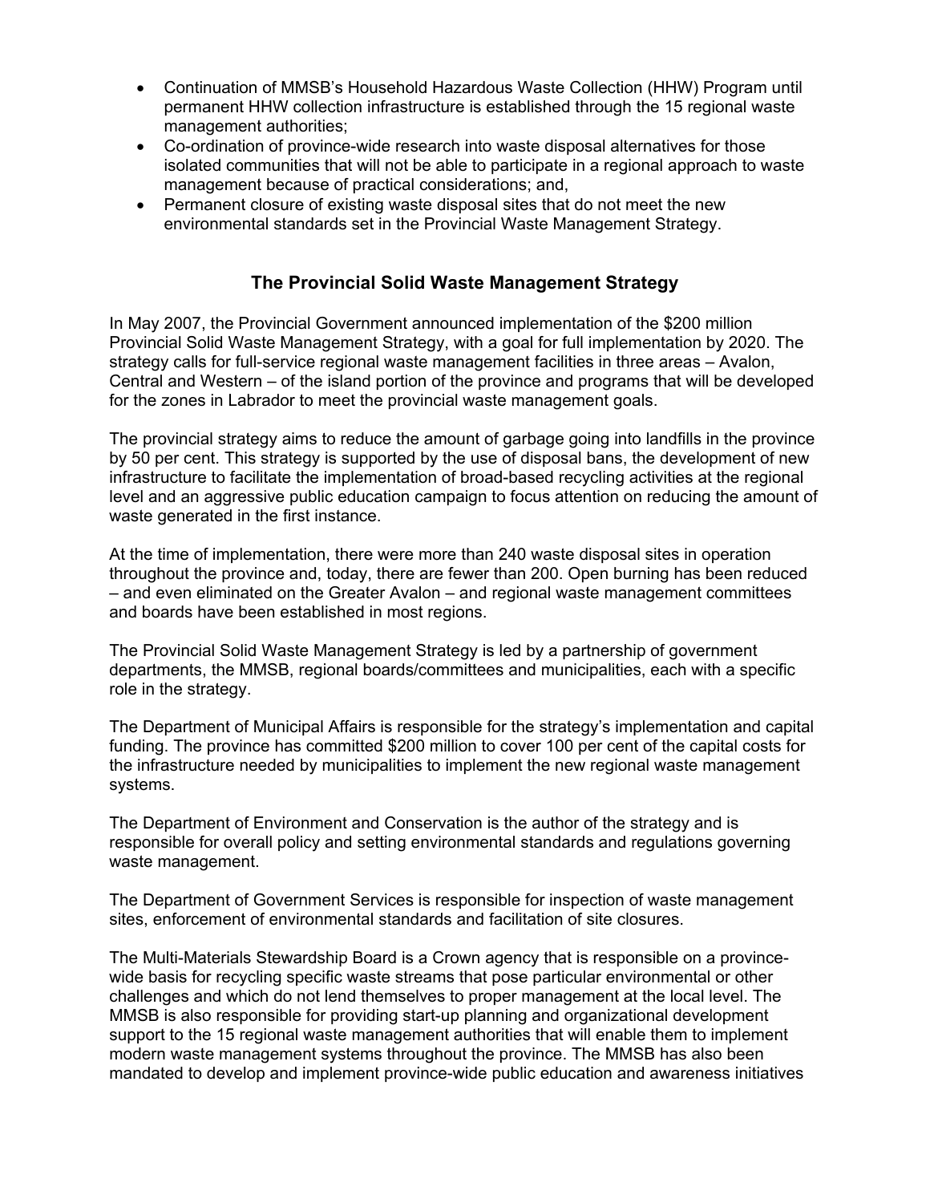- Continuation of MMSB's Household Hazardous Waste Collection (HHW) Program until permanent HHW collection infrastructure is established through the 15 regional waste management authorities;
- Co-ordination of province-wide research into waste disposal alternatives for those isolated communities that will not be able to participate in a regional approach to waste management because of practical considerations; and,
- Permanent closure of existing waste disposal sites that do not meet the new environmental standards set in the Provincial Waste Management Strategy.

## The Provincial Solid Waste Management Strategy

In May 2007, the Provincial Government announced implementation of the $200 million Provincial Solid Waste Management Strategy, with a goal for full implementation by 2020. The strategy calls for full-service regional waste management facilities in three areas – Avalon, Central and Western – of the island portion of the province and programs that will be developed for the zones in Labrador to meet the provincial waste management goals.

The provincial strategy aims to reduce the amount of garbage going into landfills in the province by 50 per cent. This strategy is supported by the use of disposal bans, the development of new infrastructure to facilitate the implementation of broad-based recycling activities at the regional level and an aggressive public education campaign to focus attention on reducing the amount of waste generated in the first instance.

At the time of implementation, there were more than 240 waste disposal sites in operation throughout the province and, today, there are fewer than 200. Open burning has been reduced – and even eliminated on the Greater Avalon – and regional waste management committees and boards have been established in most regions.

The Provincial Solid Waste Management Strategy is led by a partnership of government departments, the MMSB, regional boards/committees and municipalities, each with a specific role in the strategy.

The Department of Municipal Affairs is responsible for the strategy's implementation and capital funding. The province has committed $200 million to cover 100 per cent of the capital costs for the infrastructure needed by municipalities to implement the new regional waste management systems.

The Department of Environment and Conservation is the author of the strategy and is responsible for overall policy and setting environmental standards and regulations governing waste management.

The Department of Government Services is responsible for inspection of waste management sites, enforcement of environmental standards and facilitation of site closures.

The Multi-Materials Stewardship Board is a Crown agency that is responsible on a province-wide basis for recycling specific waste streams that pose particular environmental or other challenges and which do not lend themselves to proper management at the local level. The MMSB is also responsible for providing start-up planning and organizational development support to the 15 regional waste management authorities that will enable them to implement modern waste management systems throughout the province. The MMSB has also been mandated to develop and implement province-wide public education and awareness initiatives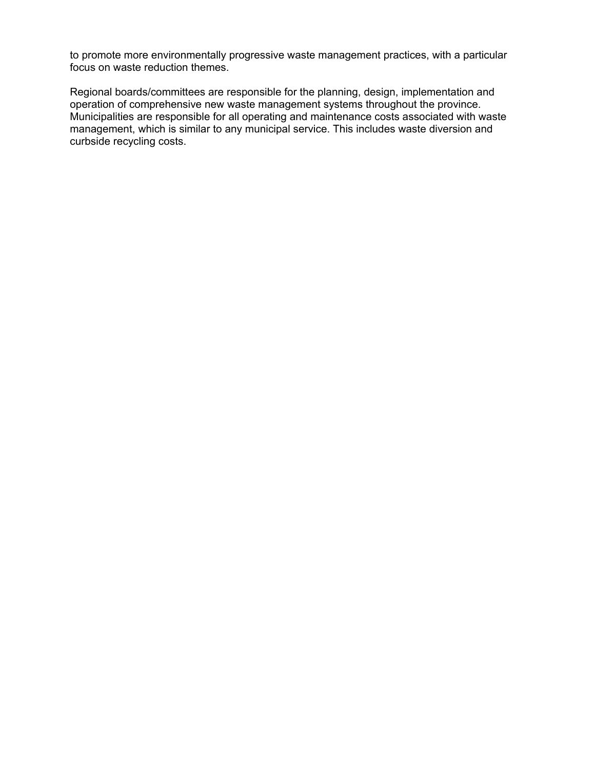to promote more environmentally progressive waste management practices, with a particular focus on waste reduction themes.

Regional boards/committees are responsible for the planning, design, implementation and operation of comprehensive new waste management systems throughout the province. Municipalities are responsible for all operating and maintenance costs associated with waste management, which is similar to any municipal service. This includes waste diversion and curbside recycling costs.